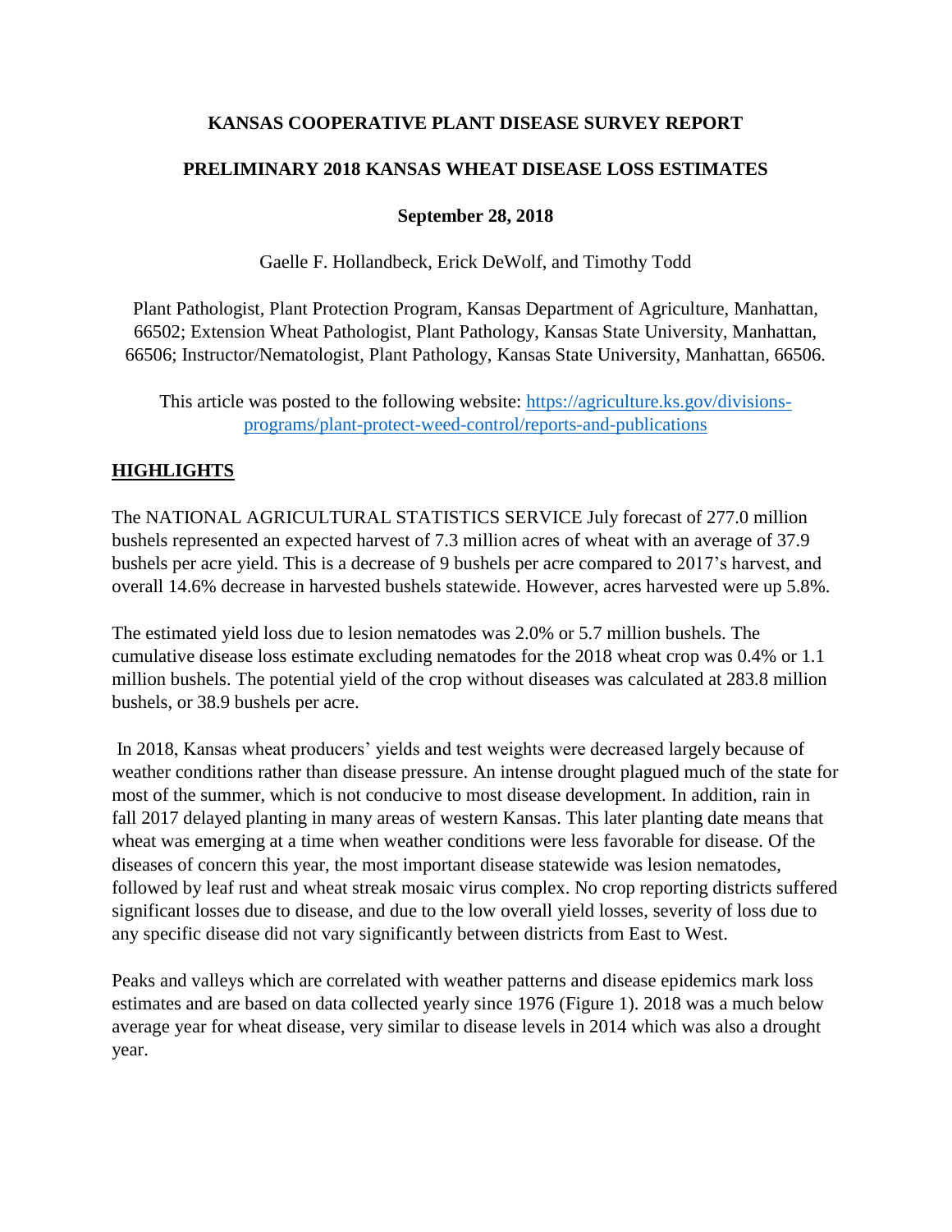**KANSAS COOPERATIVE PLANT DISEASE SURVEY REPORT**

**PRELIMINARY 2018 KANSAS WHEAT DISEASE LOSS ESTIMATES**

**September 28, 2018**

Gaelle F. Hollandbeck, Erick DeWolf, and Timothy Todd

Plant Pathologist, Plant Protection Program, Kansas Department of Agriculture, Manhattan, 66502; Extension Wheat Pathologist, Plant Pathology, Kansas State University, Manhattan, 66506; Instructor/Nematologist, Plant Pathology, Kansas State University, Manhattan, 66506.

This article was posted to the following website: [https://agriculture.ks.gov/divisions-programs/plant-protect-weed-control/reports-and-publications](https://agriculture.ks.gov/divisions-programs/plant-protect-weed-control/reports-and-publications)

## HIGHLIGHTS

The NATIONAL AGRICULTURAL STATISTICS SERVICE July forecast of 277.0 million bushels represented an expected harvest of 7.3 million acres of wheat with an average of 37.9 bushels per acre yield. This is a decrease of 9 bushels per acre compared to 2017's harvest, and overall 14.6% decrease in harvested bushels statewide. However, acres harvested were up 5.8%.

The estimated yield loss due to lesion nematodes was 2.0% or 5.7 million bushels. The cumulative disease loss estimate excluding nematodes for the 2018 wheat crop was 0.4% or 1.1 million bushels. The potential yield of the crop without diseases was calculated at 283.8 million bushels, or 38.9 bushels per acre.

In 2018, Kansas wheat producers' yields and test weights were decreased largely because of weather conditions rather than disease pressure. An intense drought plagued much of the state for most of the summer, which is not conducive to most disease development. In addition, rain in fall 2017 delayed planting in many areas of western Kansas. This later planting date means that wheat was emerging at a time when weather conditions were less favorable for disease. Of the diseases of concern this year, the most important disease statewide was lesion nematodes, followed by leaf rust and wheat streak mosaic virus complex. No crop reporting districts suffered significant losses due to disease, and due to the low overall yield losses, severity of loss due to any specific disease did not vary significantly between districts from East to West.

Peaks and valleys which are correlated with weather patterns and disease epidemics mark loss estimates and are based on data collected yearly since 1976 (Figure 1). 2018 was a much below average year for wheat disease, very similar to disease levels in 2014 which was also a drought year.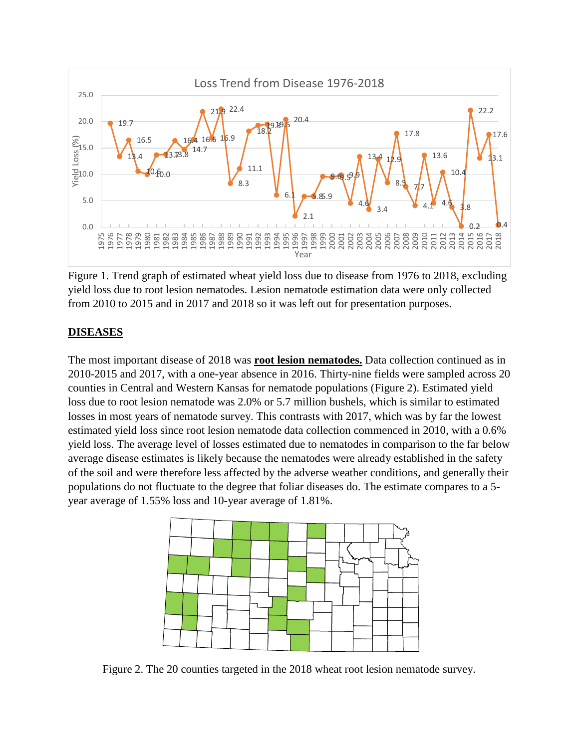Figure 1. Trend graph of estimated wheat yield loss due to disease from 1976 to 2018, excluding yield loss due to root lesion nematodes. Lesion nematode estimation data were only collected from 2010 to 2015 and in 2017 and 2018 so it was left out for presentation purposes.

## DISEASES

The most important disease of 2018 was **root lesion nematodes.** Data collection continued as in 2010-2015 and 2017, with a one-year absence in 2016. Thirty-nine fields were sampled across 20 counties in Central and Western Kansas for nematode populations (Figure 2). Estimated yield loss due to root lesion nematode was 2.0% or 5.7 million bushels, which is similar to estimated losses in most years of nematode survey. This contrasts with 2017, which was by far the lowest estimated yield loss since root lesion nematode data collection commenced in 2010, with a 0.6% yield loss. The average level of losses estimated due to nematodes in comparison to the far below average disease estimates is likely because the nematodes were already established in the safety of the soil and were therefore less affected by the adverse weather conditions, and generally their populations do not fluctuate to the degree that foliar diseases do. The estimate compares to a 5-year average of 1.55% loss and 10-year average of 1.81%.

Figure 2. The 20 counties targeted in the 2018 wheat root lesion nematode survey.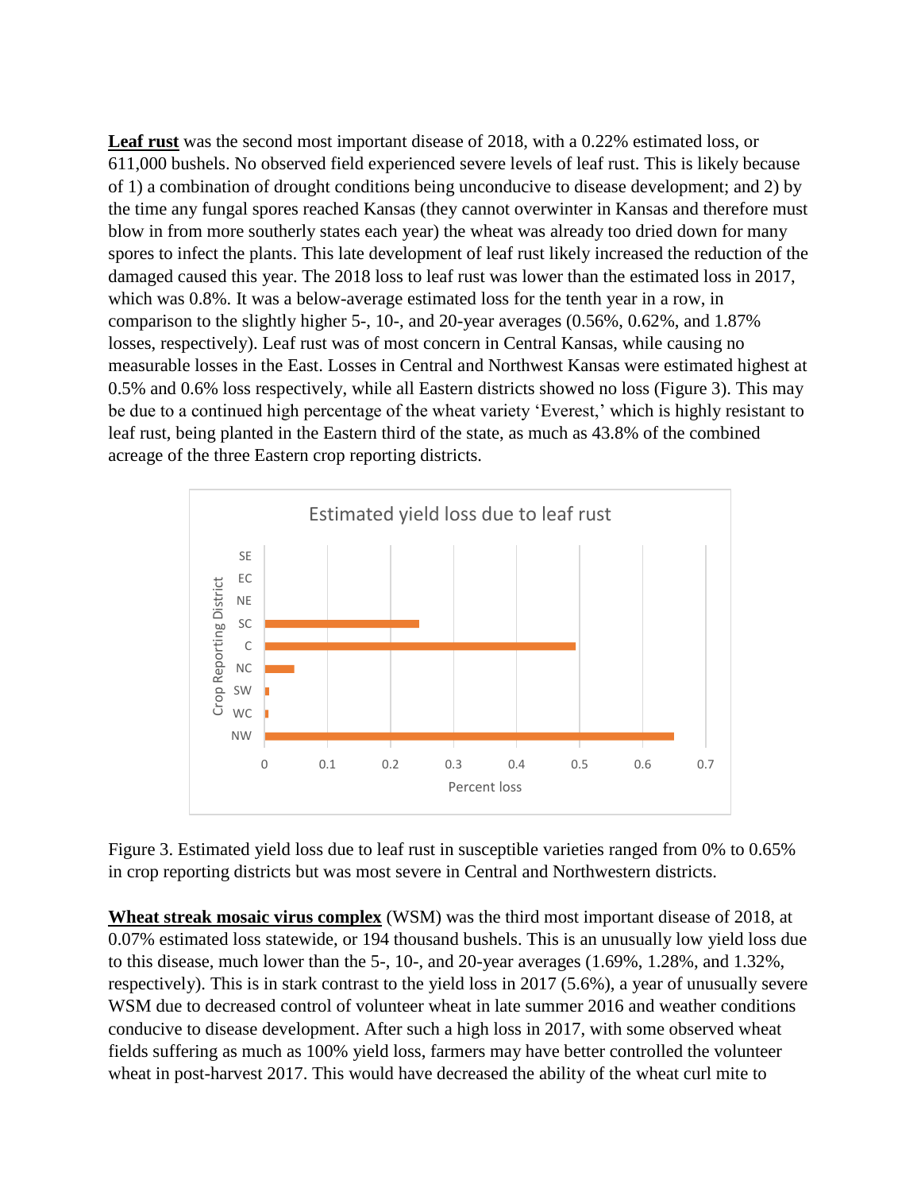**Leaf rust** was the second most important disease of 2018, with a 0.22% estimated loss, or 611,000 bushels. No observed field experienced severe levels of leaf rust. This is likely because of 1) a combination of drought conditions being unconducive to disease development; and 2) by the time any fungal spores reached Kansas (they cannot overwinter in Kansas and therefore must blow in from more southerly states each year) the wheat was already too dried down for many spores to infect the plants. This late development of leaf rust likely increased the reduction of the damaged caused this year. The 2018 loss to leaf rust was lower than the estimated loss in 2017, which was 0.8%. It was a below-average estimated loss for the tenth year in a row, in comparison to the slightly higher 5-, 10-, and 20-year averages (0.56%, 0.62%, and 1.87% losses, respectively). Leaf rust was of most concern in Central Kansas, while causing no measurable losses in the East. Losses in Central and Northwest Kansas were estimated highest at 0.5% and 0.6% loss respectively, while all Eastern districts showed no loss (Figure 3). This may be due to a continued high percentage of the wheat variety 'Everest,' which is highly resistant to leaf rust, being planted in the Eastern third of the state, as much as 43.8% of the combined acreage of the three Eastern crop reporting districts.

Figure 3. Estimated yield loss due to leaf rust in susceptible varieties ranged from 0% to 0.65% in crop reporting districts but was most severe in Central and Northwestern districts.

**Wheat streak mosaic virus complex** (WSM) was the third most important disease of 2018, at 0.07% estimated loss statewide, or 194 thousand bushels. This is an unusually low yield loss due to this disease, much lower than the 5-, 10-, and 20-year averages (1.69%, 1.28%, and 1.32%, respectively). This is in stark contrast to the yield loss in 2017 (5.6%), a year of unusually severe WSM due to decreased control of volunteer wheat in late summer 2016 and weather conditions conducive to disease development. After such a high loss in 2017, with some observed wheat fields suffering as much as 100% yield loss, farmers may have better controlled the volunteer wheat in post-harvest 2017. This would have decreased the ability of the wheat curl mite to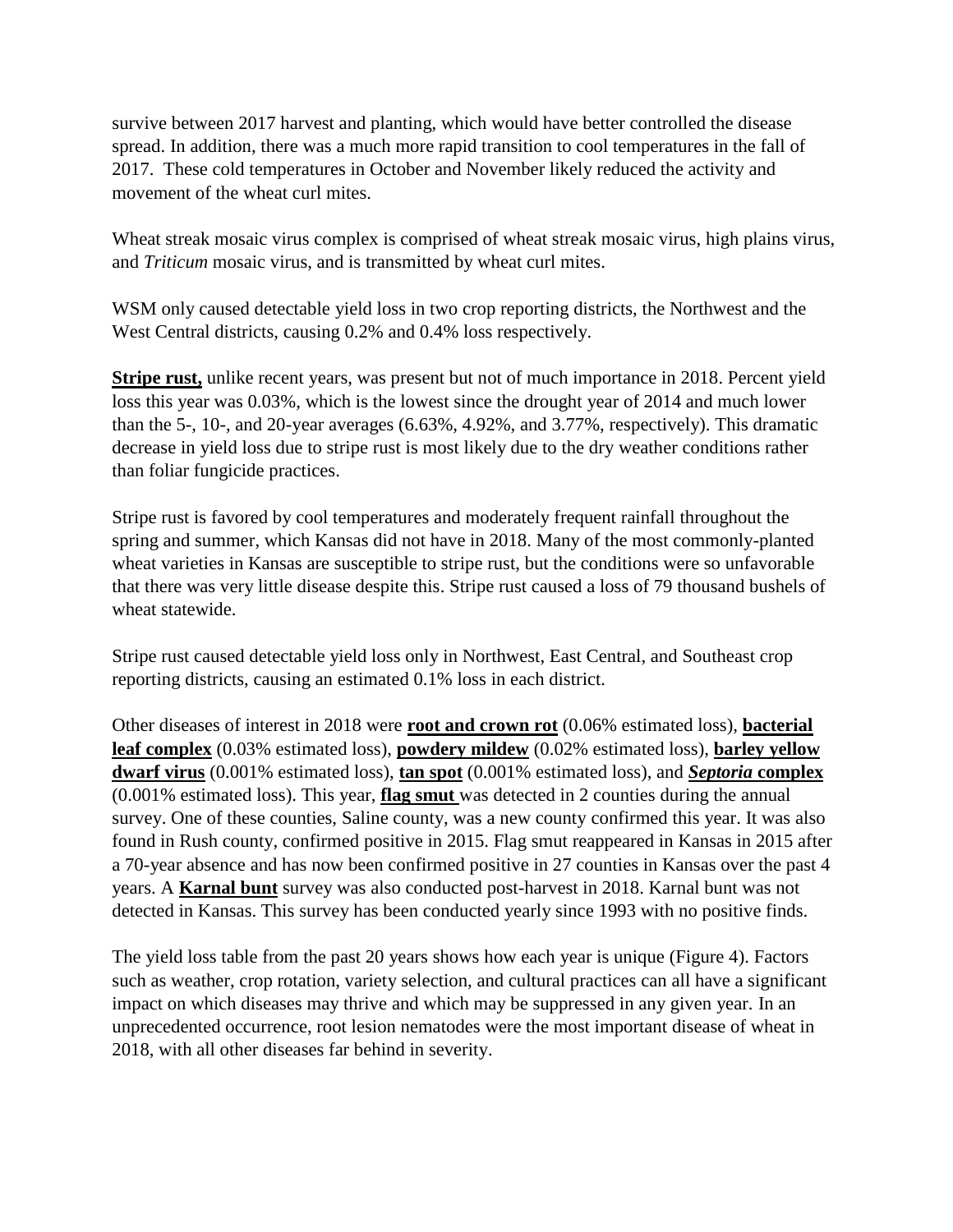survive between 2017 harvest and planting, which would have better controlled the disease spread. In addition, there was a much more rapid transition to cool temperatures in the fall of 2017. These cold temperatures in October and November likely reduced the activity and movement of the wheat curl mites.

Wheat streak mosaic virus complex is comprised of wheat streak mosaic virus, high plains virus, and *Triticum* mosaic virus, and is transmitted by wheat curl mites.

WSM only caused detectable yield loss in two crop reporting districts, the Northwest and the West Central districts, causing 0.2% and 0.4% loss respectively.

**Stripe rust,** unlike recent years, was present but not of much importance in 2018. Percent yield loss this year was 0.03%, which is the lowest since the drought year of 2014 and much lower than the 5-, 10-, and 20-year averages (6.63%, 4.92%, and 3.77%, respectively). This dramatic decrease in yield loss due to stripe rust is most likely due to the dry weather conditions rather than foliar fungicide practices.

Stripe rust is favored by cool temperatures and moderately frequent rainfall throughout the spring and summer, which Kansas did not have in 2018. Many of the most commonly-planted wheat varieties in Kansas are susceptible to stripe rust, but the conditions were so unfavorable that there was very little disease despite this. Stripe rust caused a loss of 79 thousand bushels of wheat statewide.

Stripe rust caused detectable yield loss only in Northwest, East Central, and Southeast crop reporting districts, causing an estimated 0.1% loss in each district.

Other diseases of interest in 2018 were **root and crown rot** (0.06% estimated loss), **bacterial leaf complex** (0.03% estimated loss), **powdery mildew** (0.02% estimated loss), **barley yellow dwarf virus** (0.001% estimated loss), **tan spot** (0.001% estimated loss), and ***Septoria* complex** (0.001% estimated loss). This year, **flag smut** was detected in 2 counties during the annual survey. One of these counties, Saline county, was a new county confirmed this year. It was also found in Rush county, confirmed positive in 2015. Flag smut reappeared in Kansas in 2015 after a 70-year absence and has now been confirmed positive in 27 counties in Kansas over the past 4 years. A **Karnal bunt** survey was also conducted post-harvest in 2018. Karnal bunt was not detected in Kansas. This survey has been conducted yearly since 1993 with no positive finds.

The yield loss table from the past 20 years shows how each year is unique (Figure 4). Factors such as weather, crop rotation, variety selection, and cultural practices can all have a significant impact on which diseases may thrive and which may be suppressed in any given year. In an unprecedented occurrence, root lesion nematodes were the most important disease of wheat in 2018, with all other diseases far behind in severity.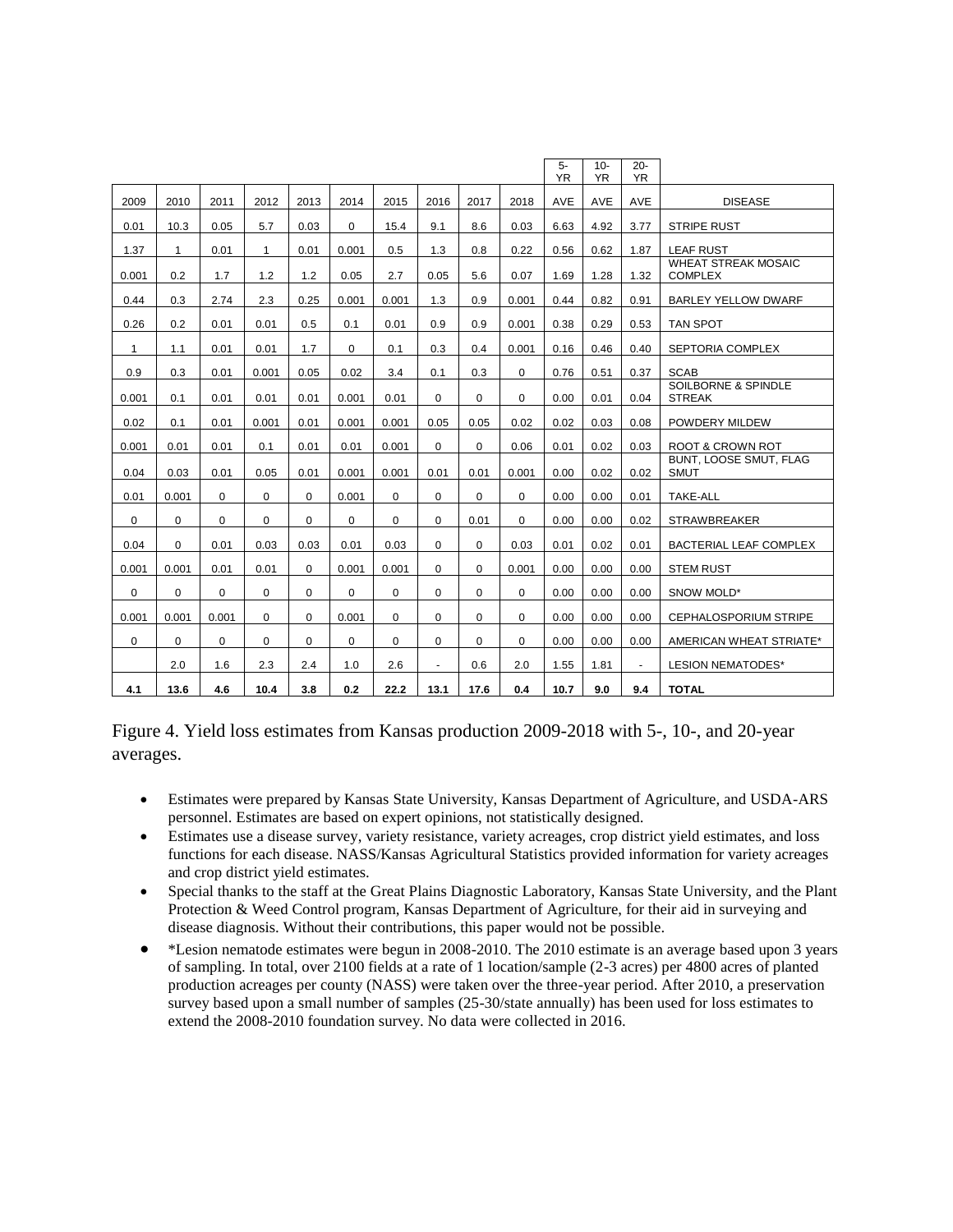| | | | | | | | | | | 5-YR | 10-YR | 20-YR | |
|---|---|---|---|---|---|---|---|---|---|---|---|---|---|
| 2009 | 2010 | 2011 | 2012 | 2013 | 2014 | 2015 | 2016 | 2017 | 2018 | AVE | AVE | AVE | DISEASE |
| 0.01 | 10.3 | 0.05 | 5.7 | 0.03 | 0 | 15.4 | 9.1 | 8.6 | 0.03 | 6.63 | 4.92 | 3.77 | STRIPE RUST |
| 1.37 | 1 | 0.01 | 1 | 0.01 | 0.001 | 0.5 | 1.3 | 0.8 | 0.22 | 0.56 | 0.62 | 1.87 | LEAF RUST |
| 0.001 | 0.2 | 1.7 | 1.2 | 1.2 | 0.05 | 2.7 | 0.05 | 5.6 | 0.07 | 1.69 | 1.28 | 1.32 | WHEAT STREAK MOSAIC COMPLEX |
| 0.44 | 0.3 | 2.74 | 2.3 | 0.25 | 0.001 | 0.001 | 1.3 | 0.9 | 0.001 | 0.44 | 0.82 | 0.91 | BARLEY YELLOW DWARF |
| 0.26 | 0.2 | 0.01 | 0.01 | 0.5 | 0.1 | 0.01 | 0.9 | 0.9 | 0.001 | 0.38 | 0.29 | 0.53 | TAN SPOT |
| 1 | 1.1 | 0.01 | 0.01 | 1.7 | 0 | 0.1 | 0.3 | 0.4 | 0.001 | 0.16 | 0.46 | 0.40 | SEPTORIA COMPLEX |
| 0.9 | 0.3 | 0.01 | 0.001 | 0.05 | 0.02 | 3.4 | 0.1 | 0.3 | 0 | 0.76 | 0.51 | 0.37 | SCAB |
| 0.001 | 0.1 | 0.01 | 0.01 | 0.01 | 0.001 | 0.01 | 0 | 0 | 0 | 0.00 | 0.01 | 0.04 | SOILBORNE & SPINDLE STREAK |
| 0.02 | 0.1 | 0.01 | 0.001 | 0.01 | 0.001 | 0.001 | 0.05 | 0.05 | 0.02 | 0.02 | 0.03 | 0.08 | POWDERY MILDEW |
| 0.001 | 0.01 | 0.01 | 0.1 | 0.01 | 0.01 | 0.001 | 0 | 0 | 0.06 | 0.01 | 0.02 | 0.03 | ROOT & CROWN ROT |
| 0.04 | 0.03 | 0.01 | 0.05 | 0.01 | 0.001 | 0.001 | 0.01 | 0.01 | 0.001 | 0.00 | 0.02 | 0.02 | BUNT, LOOSE SMUT, FLAG SMUT |
| 0.01 | 0.001 | 0 | 0 | 0 | 0.001 | 0 | 0 | 0 | 0 | 0.00 | 0.00 | 0.01 | TAKE-ALL |
| 0 | 0 | 0 | 0 | 0 | 0 | 0 | 0 | 0.01 | 0 | 0.00 | 0.00 | 0.02 | STRAWBREAKER |
| 0.04 | 0 | 0.01 | 0.03 | 0.03 | 0.01 | 0.03 | 0 | 0 | 0.03 | 0.01 | 0.02 | 0.01 | BACTERIAL LEAF COMPLEX |
| 0.001 | 0.001 | 0.01 | 0.01 | 0 | 0.001 | 0.001 | 0 | 0 | 0.001 | 0.00 | 0.00 | 0.00 | STEM RUST |
| 0 | 0 | 0 | 0 | 0 | 0 | 0 | 0 | 0 | 0 | 0.00 | 0.00 | 0.00 | SNOW MOLD* |
| 0.001 | 0.001 | 0.001 | 0 | 0 | 0.001 | 0 | 0 | 0 | 0 | 0.00 | 0.00 | 0.00 | CEPHALOSPORIUM STRIPE |
| 0 | 0 | 0 | 0 | 0 | 0 | 0 | 0 | 0 | 0 | 0.00 | 0.00 | 0.00 | AMERICAN WHEAT STRIATE* |
| | 2.0 | 1.6 | 2.3 | 2.4 | 1.0 | 2.6 | - | 0.6 | 2.0 | 1.55 | 1.81 | - | LESION NEMATODES* |
| **4.1** | **13.6** | **4.6** | **10.4** | **3.8** | **0.2** | **22.2** | **13.1** | **17.6** | **0.4** | **10.7** | **9.0** | **9.4** | **TOTAL** |

Figure 4. Yield loss estimates from Kansas production 2009-2018 with 5-, 10-, and 20-year averages.

- Estimates were prepared by Kansas State University, Kansas Department of Agriculture, and USDA-ARS personnel. Estimates are based on expert opinions, not statistically designed.
- Estimates use a disease survey, variety resistance, variety acreages, crop district yield estimates, and loss functions for each disease. NASS/Kansas Agricultural Statistics provided information for variety acreages and crop district yield estimates.
- Special thanks to the staff at the Great Plains Diagnostic Laboratory, Kansas State University, and the Plant Protection & Weed Control program, Kansas Department of Agriculture, for their aid in surveying and disease diagnosis. Without their contributions, this paper would not be possible.
- *Lesion nematode estimates were begun in 2008-2010. The 2010 estimate is an average based upon 3 years of sampling. In total, over 2100 fields at a rate of 1 location/sample (2-3 acres) per 4800 acres of planted production acreages per county (NASS) were taken over the three-year period. After 2010, a preservation survey based upon a small number of samples (25-30/state annually) has been used for loss estimates to extend the 2008-2010 foundation survey. No data were collected in 2016.